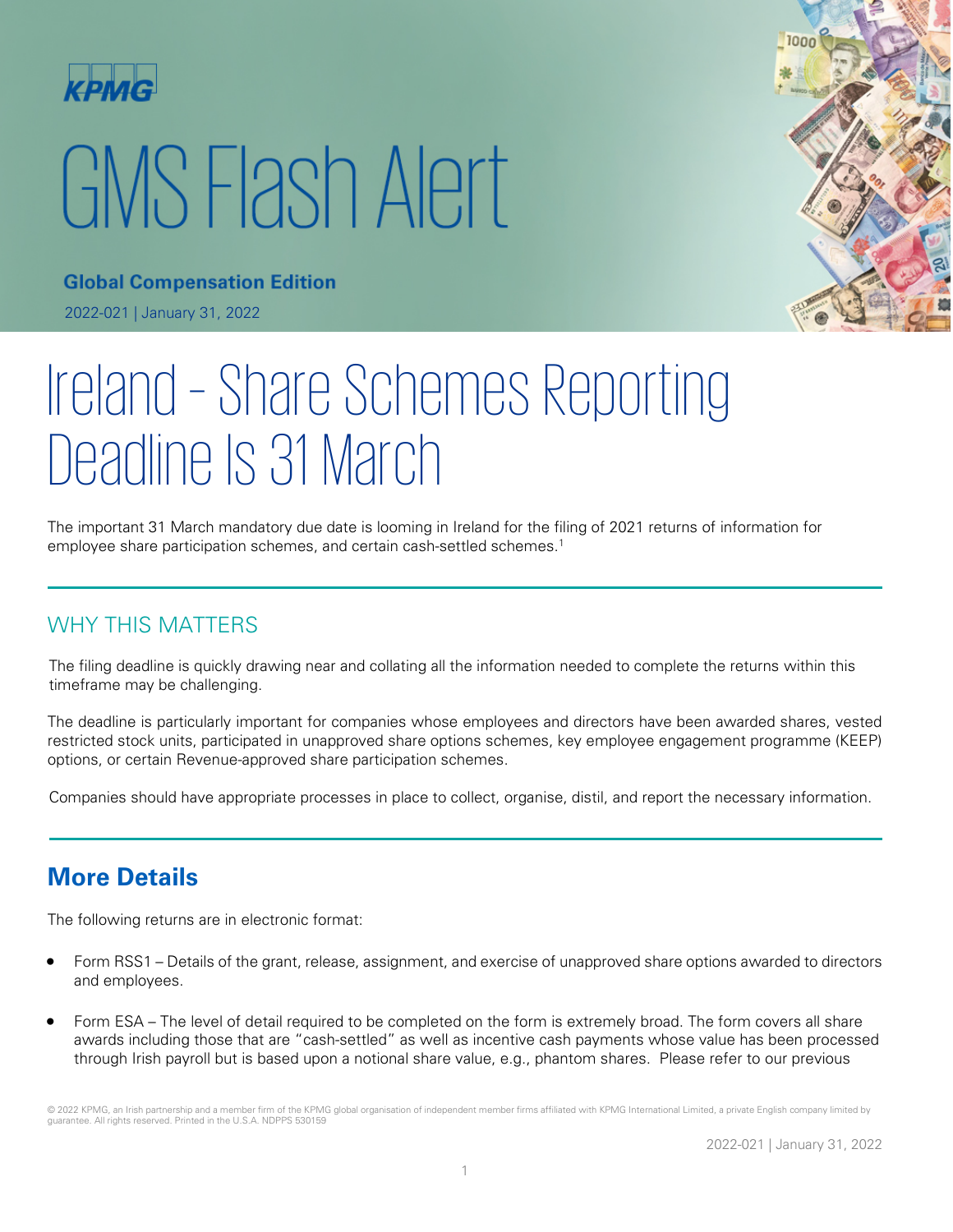KPMG

# GMS Flash Alert

**Global Compensation Edition**

2022-021 | January 31, 2022

# Ireland - Share Schemes Reporting Deadline Is 31 March

The important 31 March mandatory due date is looming in Ireland for the filing of 2021 returns of information for employee share participation schemes, and certain cash-settled schemes.[1]

## WHY THIS MATTERS

The filing deadline is quickly drawing near and collating all the information needed to complete the returns within this timeframe may be challenging.

The deadline is particularly important for companies whose employees and directors have been awarded shares, vested restricted stock units, participated in unapproved share options schemes, key employee engagement programme (KEEP) options, or certain Revenue-approved share participation schemes.

Companies should have appropriate processes in place to collect, organise, distil, and report the necessary information.

## More Details

The following returns are in electronic format:

- Form RSS1 – Details of the grant, release, assignment, and exercise of unapproved share options awarded to directors and employees.
- Form ESA – The level of detail required to be completed on the form is extremely broad. The form covers all share awards including those that are "cash-settled" as well as incentive cash payments whose value has been processed through Irish payroll but is based upon a notional share value, e.g., phantom shares. Please refer to our previous

© 2022 KPMG, an Irish partnership and a member firm of the KPMG global organisation of independent member firms affiliated with KPMG International Limited, a private English company limited by guarantee. All rights reserved. Printed in the U.S.A. NDPPS 530159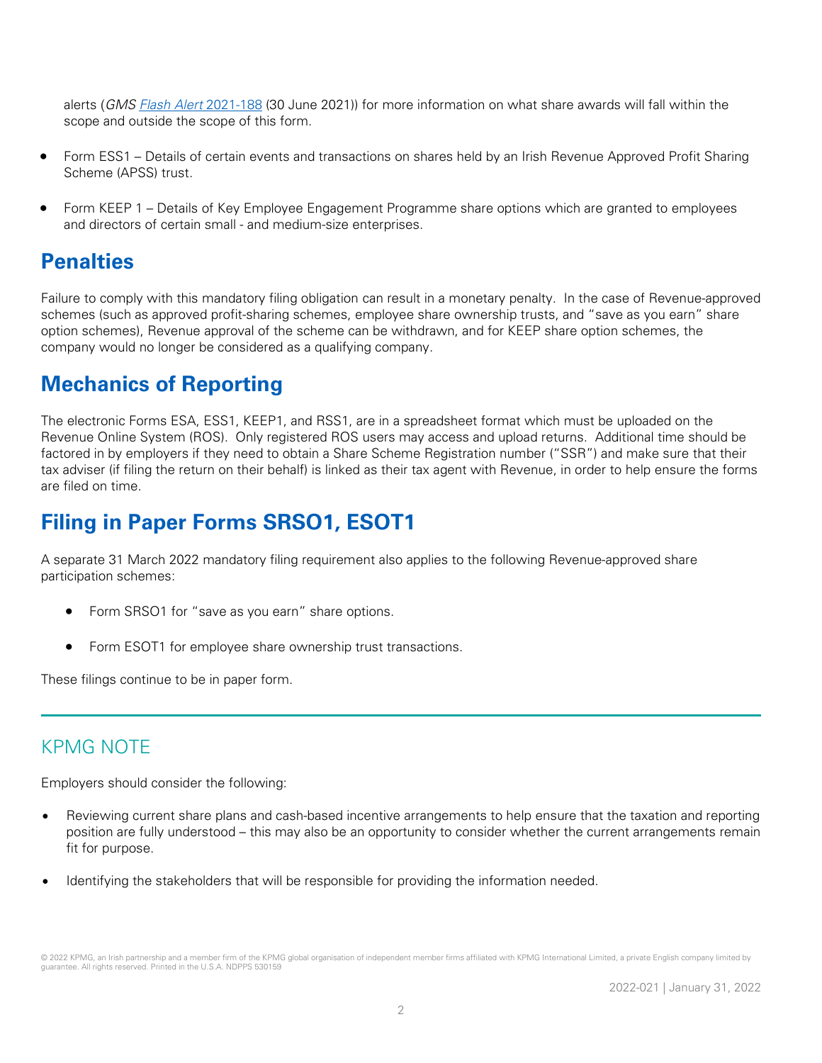alerts (*GMS Flash Alert* 2021-188 (30 June 2021)) for more information on what share awards will fall within the scope and outside the scope of this form.

- Form ESS1 – Details of certain events and transactions on shares held by an Irish Revenue Approved Profit Sharing Scheme (APSS) trust.

- Form KEEP 1 – Details of Key Employee Engagement Programme share options which are granted to employees and directors of certain small - and medium-size enterprises.

## Penalties

Failure to comply with this mandatory filing obligation can result in a monetary penalty. In the case of Revenue-approved schemes (such as approved profit-sharing schemes, employee share ownership trusts, and "save as you earn" share option schemes), Revenue approval of the scheme can be withdrawn, and for KEEP share option schemes, the company would no longer be considered as a qualifying company.

## Mechanics of Reporting

The electronic Forms ESA, ESS1, KEEP1, and RSS1, are in a spreadsheet format which must be uploaded on the Revenue Online System (ROS). Only registered ROS users may access and upload returns. Additional time should be factored in by employers if they need to obtain a Share Scheme Registration number ("SSR") and make sure that their tax adviser (if filing the return on their behalf) is linked as their tax agent with Revenue, in order to help ensure the forms are filed on time.

## Filing in Paper Forms SRSO1, ESOT1

A separate 31 March 2022 mandatory filing requirement also applies to the following Revenue-approved share participation schemes:

- Form SRSO1 for "save as you earn" share options.

- Form ESOT1 for employee share ownership trust transactions.

These filings continue to be in paper form.

---

## KPMG NOTE

Employers should consider the following:

- Reviewing current share plans and cash-based incentive arrangements to help ensure that the taxation and reporting position are fully understood – this may also be an opportunity to consider whether the current arrangements remain fit for purpose.

- Identifying the stakeholders that will be responsible for providing the information needed.

© 2022 KPMG, an Irish partnership and a member firm of the KPMG global organisation of independent member firms affiliated with KPMG International Limited, a private English company limited by guarantee. All rights reserved. Printed in the U.S.A. NDPPS 530159

2022-021 | January 31, 2022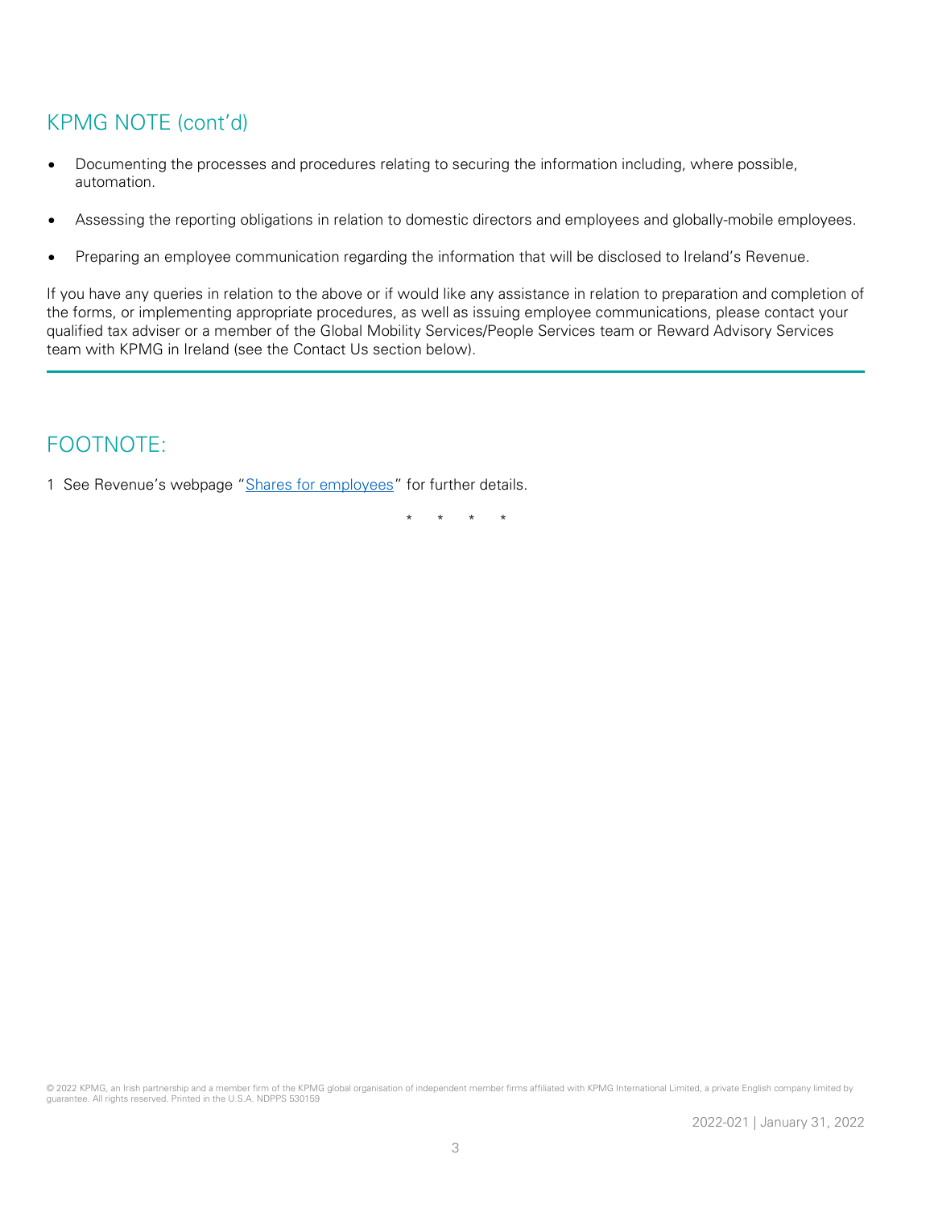## KPMG NOTE (cont'd)

- Documenting the processes and procedures relating to securing the information including, where possible, automation.
- Assessing the reporting obligations in relation to domestic directors and employees and globally-mobile employees.
- Preparing an employee communication regarding the information that will be disclosed to Ireland's Revenue.

If you have any queries in relation to the above or if would like any assistance in relation to preparation and completion of the forms, or implementing appropriate procedures, as well as issuing employee communications, please contact your qualified tax adviser or a member of the Global Mobility Services/People Services team or Reward Advisory Services team with KPMG in Ireland (see the Contact Us section below).

## FOOTNOTE:

1 See Revenue's webpage "Shares for employees" for further details.

\* \* \* \*

© 2022 KPMG, an Irish partnership and a member firm of the KPMG global organisation of independent member firms affiliated with KPMG International Limited, a private English company limited by guarantee. All rights reserved. Printed in the U.S.A. NDPPS 530159

2022-021 | January 31, 2022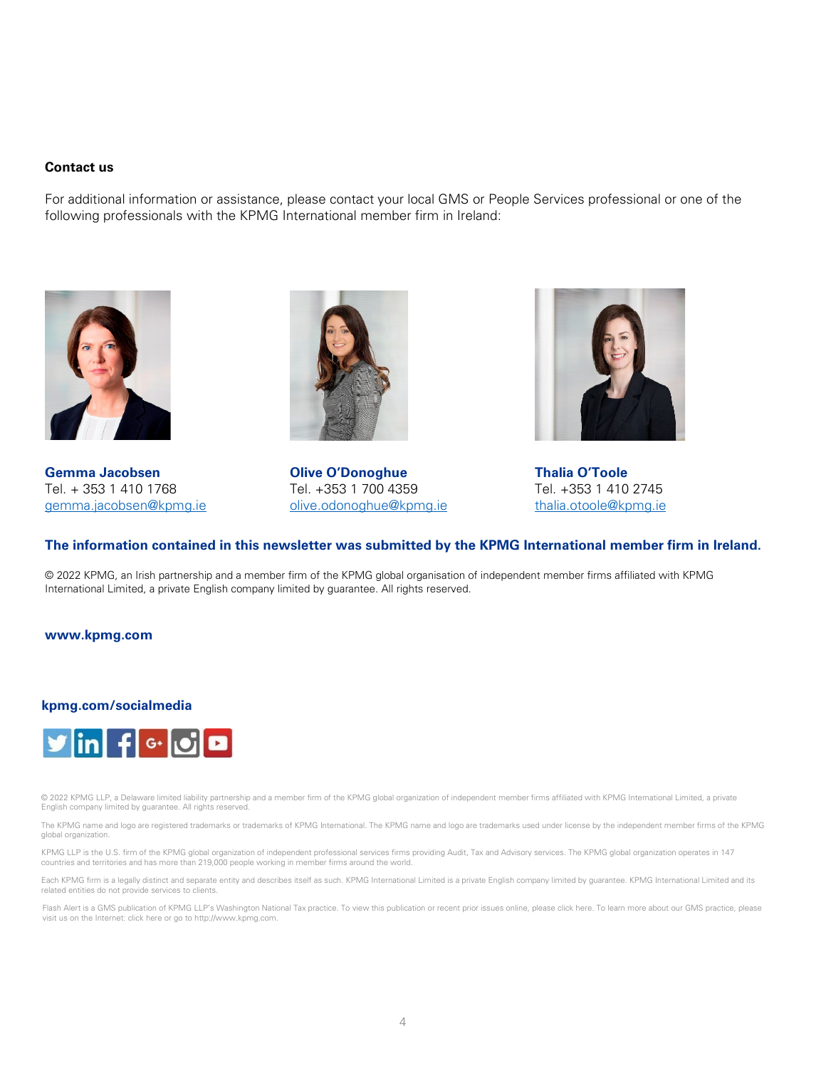**Contact us**

For additional information or assistance, please contact your local GMS or People Services professional or one of the following professionals with the KPMG International member firm in Ireland:

**Gemma Jacobsen**
Tel. + 353 1 410 1768
gemma.jacobsen@kpmg.ie

**Olive O'Donoghue**
Tel. +353 1 700 4359
olive.odonoghue@kpmg.ie

**Thalia O'Toole**
Tel. +353 1 410 2745
thalia.otoole@kpmg.ie

**The information contained in this newsletter was submitted by the KPMG International member firm in Ireland.**

© 2022 KPMG, an Irish partnership and a member firm of the KPMG global organisation of independent member firms affiliated with KPMG International Limited, a private English company limited by guarantee. All rights reserved.

**www.kpmg.com**

**kpmg.com/socialmedia**

© 2022 KPMG LLP, a Delaware limited liability partnership and a member firm of the KPMG global organization of independent member firms affiliated with KPMG International Limited, a private English company limited by guarantee. All rights reserved.

The KPMG name and logo are registered trademarks or trademarks of KPMG International. The KPMG name and logo are trademarks used under license by the independent member firms of the KPMG global organization.

KPMG LLP is the U.S. firm of the KPMG global organization of independent professional services firms providing Audit, Tax and Advisory services. The KPMG global organization operates in 147 countries and territories and has more than 219,000 people working in member firms around the world.

Each KPMG firm is a legally distinct and separate entity and describes itself as such. KPMG International Limited is a private English company limited by guarantee. KPMG International Limited and its related entities do not provide services to clients.

Flash Alert is a GMS publication of KPMG LLP's Washington National Tax practice. To view this publication or recent prior issues online, please click here. To learn more about our GMS practice, please visit us on the Internet: click here or go to http://www.kpmg.com.